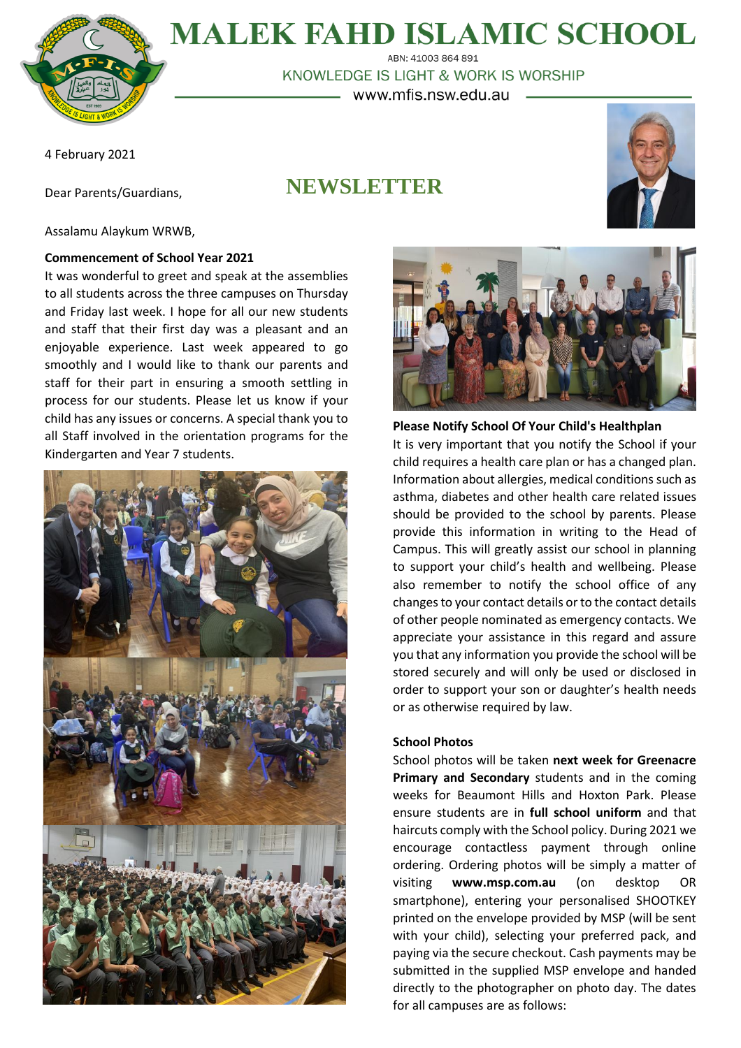# MALEK FAHD ISLAMIC SCHOOL

ABN: 41003 864 891

KNOWLEDGE IS LIGHT & WORK IS WORSHIP

www.mfis.nsw.edu.au

4 February 2021

Dear Parents/Guardians,

## NEWSLETTER

Assalamu Alaykum WRWB,

**Commencement of School Year 2021**

It was wonderful to greet and speak at the assemblies to all students across the three campuses on Thursday and Friday last week. I hope for all our new students and staff that their first day was a pleasant and an enjoyable experience. Last week appeared to go smoothly and I would like to thank our parents and staff for their part in ensuring a smooth settling in process for our students. Please let us know if your child has any issues or concerns. A special thank you to all Staff involved in the orientation programs for the Kindergarten and Year 7 students.

**Please Notify School Of Your Child's Healthplan**

It is very important that you notify the School if your child requires a health care plan or has a changed plan. Information about allergies, medical conditions such as asthma, diabetes and other health care related issues should be provided to the school by parents. Please provide this information in writing to the Head of Campus. This will greatly assist our school in planning to support your child's health and wellbeing. Please also remember to notify the school office of any changes to your contact details or to the contact details of other people nominated as emergency contacts. We appreciate your assistance in this regard and assure you that any information you provide the school will be stored securely and will only be used or disclosed in order to support your son or daughter's health needs or as otherwise required by law.

**School Photos**

School photos will be taken **next week for Greenacre Primary and Secondary** students and in the coming weeks for Beaumont Hills and Hoxton Park. Please ensure students are in **full school uniform** and that haircuts comply with the School policy. During 2021 we encourage contactless payment through online ordering. Ordering photos will be simply a matter of visiting **www.msp.com.au** (on desktop OR smartphone), entering your personalised SHOOTKEY printed on the envelope provided by MSP (will be sent with your child), selecting your preferred pack, and paying via the secure checkout. Cash payments may be submitted in the supplied MSP envelope and handed directly to the photographer on photo day. The dates for all campuses are as follows: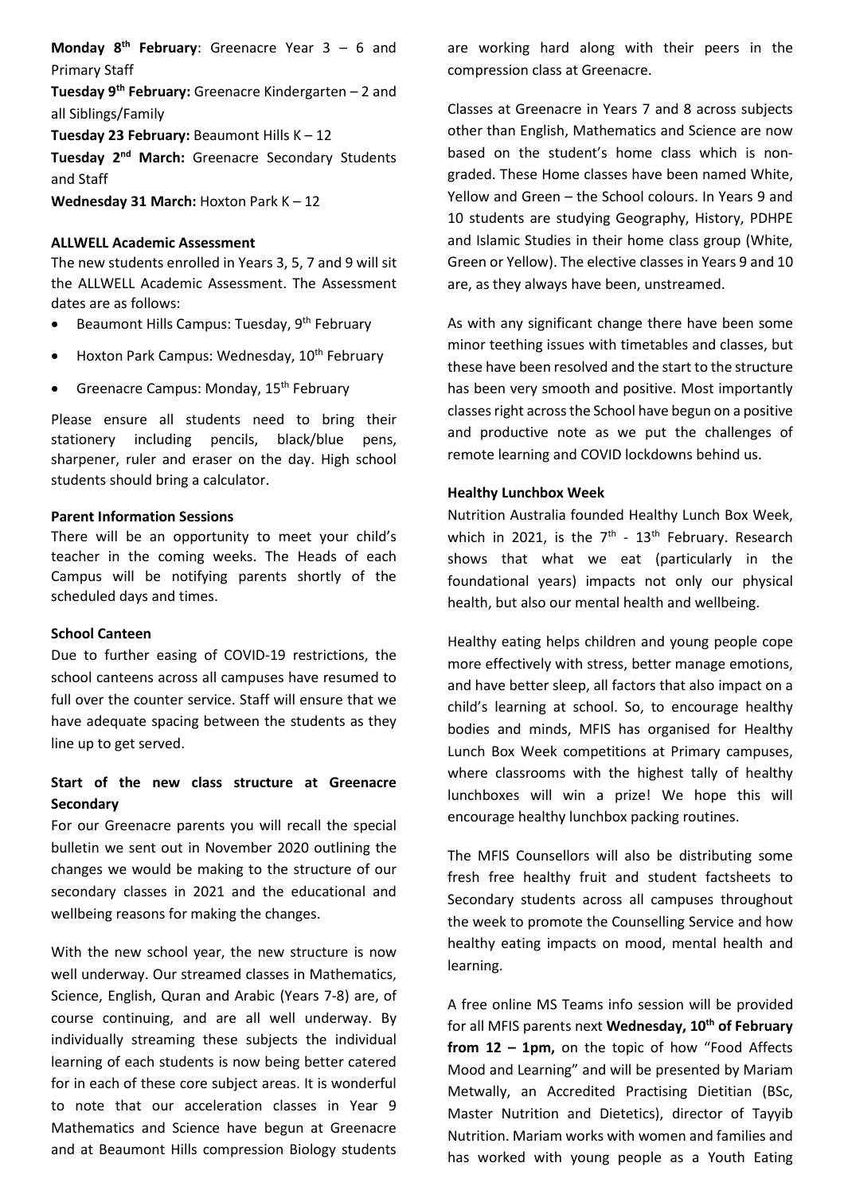**Monday 8th February**: Greenacre Year 3 – 6 and Primary Staff

**Tuesday 9th February:** Greenacre Kindergarten – 2 and all Siblings/Family

**Tuesday 23 February:** Beaumont Hills K – 12

**Tuesday 2nd March:** Greenacre Secondary Students and Staff

**Wednesday 31 March:** Hoxton Park K – 12

**ALLWELL Academic Assessment**

The new students enrolled in Years 3, 5, 7 and 9 will sit the ALLWELL Academic Assessment. The Assessment dates are as follows:

- Beaumont Hills Campus: Tuesday, 9th February
- Hoxton Park Campus: Wednesday, 10th February
- Greenacre Campus: Monday, 15th February

Please ensure all students need to bring their stationery including pencils, black/blue pens, sharpener, ruler and eraser on the day. High school students should bring a calculator.

**Parent Information Sessions**

There will be an opportunity to meet your child's teacher in the coming weeks. The Heads of each Campus will be notifying parents shortly of the scheduled days and times.

**School Canteen**

Due to further easing of COVID-19 restrictions, the school canteens across all campuses have resumed to full over the counter service. Staff will ensure that we have adequate spacing between the students as they line up to get served.

**Start of the new class structure at Greenacre Secondary**

For our Greenacre parents you will recall the special bulletin we sent out in November 2020 outlining the changes we would be making to the structure of our secondary classes in 2021 and the educational and wellbeing reasons for making the changes.

With the new school year, the new structure is now well underway. Our streamed classes in Mathematics, Science, English, Quran and Arabic (Years 7-8) are, of course continuing, and are all well underway. By individually streaming these subjects the individual learning of each students is now being better catered for in each of these core subject areas. It is wonderful to note that our acceleration classes in Year 9 Mathematics and Science have begun at Greenacre and at Beaumont Hills compression Biology students are working hard along with their peers in the compression class at Greenacre.

Classes at Greenacre in Years 7 and 8 across subjects other than English, Mathematics and Science are now based on the student's home class which is non-graded. These Home classes have been named White, Yellow and Green – the School colours. In Years 9 and 10 students are studying Geography, History, PDHPE and Islamic Studies in their home class group (White, Green or Yellow). The elective classes in Years 9 and 10 are, as they always have been, unstreamed.

As with any significant change there have been some minor teething issues with timetables and classes, but these have been resolved and the start to the structure has been very smooth and positive. Most importantly classes right across the School have begun on a positive and productive note as we put the challenges of remote learning and COVID lockdowns behind us.

**Healthy Lunchbox Week**

Nutrition Australia founded Healthy Lunch Box Week, which in 2021, is the 7th - 13th February. Research shows that what we eat (particularly in the foundational years) impacts not only our physical health, but also our mental health and wellbeing.

Healthy eating helps children and young people cope more effectively with stress, better manage emotions, and have better sleep, all factors that also impact on a child's learning at school. So, to encourage healthy bodies and minds, MFIS has organised for Healthy Lunch Box Week competitions at Primary campuses, where classrooms with the highest tally of healthy lunchboxes will win a prize! We hope this will encourage healthy lunchbox packing routines.

The MFIS Counsellors will also be distributing some fresh free healthy fruit and student factsheets to Secondary students across all campuses throughout the week to promote the Counselling Service and how healthy eating impacts on mood, mental health and learning.

A free online MS Teams info session will be provided for all MFIS parents next **Wednesday, 10th of February from 12 – 1pm,** on the topic of how "Food Affects Mood and Learning" and will be presented by Mariam Metwally, an Accredited Practising Dietitian (BSc, Master Nutrition and Dietetics), director of Tayyib Nutrition. Mariam works with women and families and has worked with young people as a Youth Eating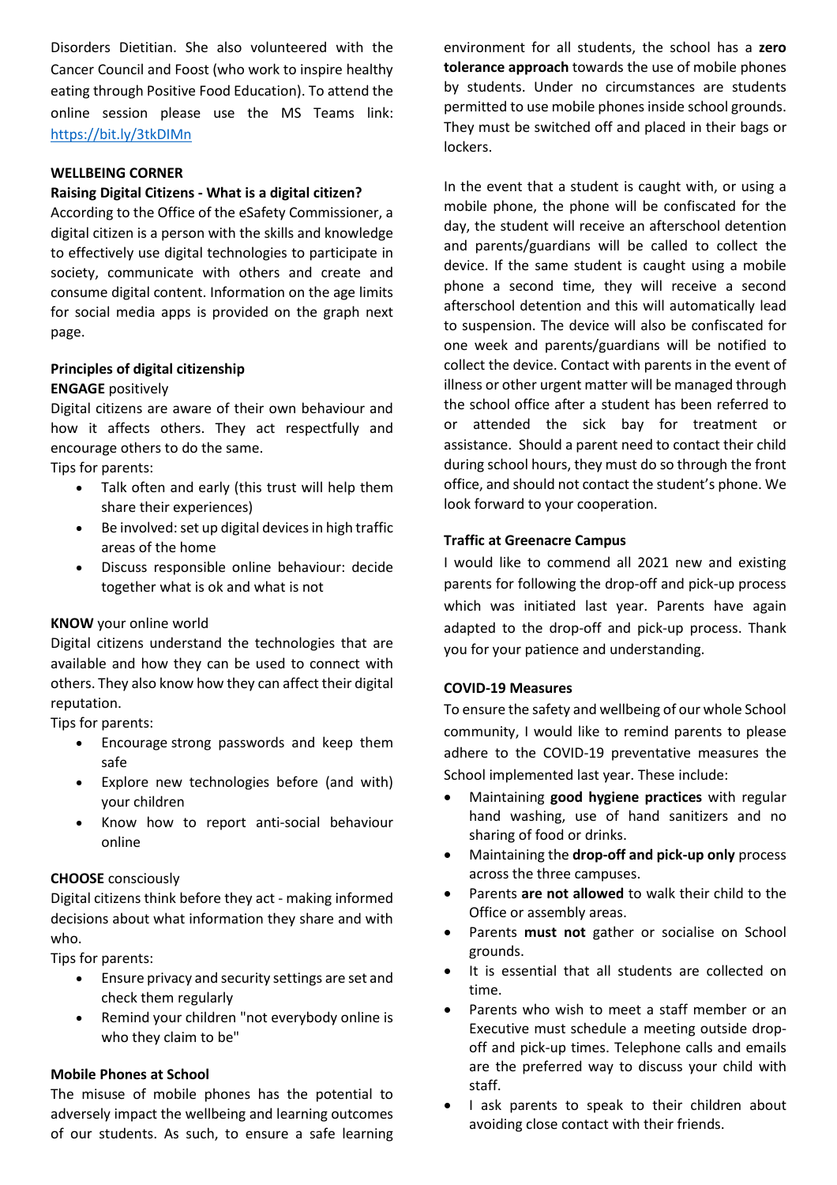Disorders Dietitian. She also volunteered with the Cancer Council and Foost (who work to inspire healthy eating through Positive Food Education). To attend the online session please use the MS Teams link: https://bit.ly/3tkDIMn

## WELLBEING CORNER

### Raising Digital Citizens - What is a digital citizen?

According to the Office of the eSafety Commissioner, a digital citizen is a person with the skills and knowledge to effectively use digital technologies to participate in society, communicate with others and create and consume digital content. Information on the age limits for social media apps is provided on the graph next page.

### Principles of digital citizenship

**ENGAGE** positively

Digital citizens are aware of their own behaviour and how it affects others. They act respectfully and encourage others to do the same.

Tips for parents:

- Talk often and early (this trust will help them share their experiences)
- Be involved: set up digital devices in high traffic areas of the home
- Discuss responsible online behaviour: decide together what is ok and what is not

**KNOW** your online world

Digital citizens understand the technologies that are available and how they can be used to connect with others. They also know how they can affect their digital reputation.

Tips for parents:

- Encourage strong passwords and keep them safe
- Explore new technologies before (and with) your children
- Know how to report anti-social behaviour online

**CHOOSE** consciously

Digital citizens think before they act - making informed decisions about what information they share and with who.

Tips for parents:

- Ensure privacy and security settings are set and check them regularly
- Remind your children "not everybody online is who they claim to be"

### Mobile Phones at School

The misuse of mobile phones has the potential to adversely impact the wellbeing and learning outcomes of our students. As such, to ensure a safe learning environment for all students, the school has a **zero tolerance approach** towards the use of mobile phones by students. Under no circumstances are students permitted to use mobile phones inside school grounds. They must be switched off and placed in their bags or lockers.

In the event that a student is caught with, or using a mobile phone, the phone will be confiscated for the day, the student will receive an afterschool detention and parents/guardians will be called to collect the device. If the same student is caught using a mobile phone a second time, they will receive a second afterschool detention and this will automatically lead to suspension. The device will also be confiscated for one week and parents/guardians will be notified to collect the device. Contact with parents in the event of illness or other urgent matter will be managed through the school office after a student has been referred to or attended the sick bay for treatment or assistance. Should a parent need to contact their child during school hours, they must do so through the front office, and should not contact the student's phone. We look forward to your cooperation.

### Traffic at Greenacre Campus

I would like to commend all 2021 new and existing parents for following the drop-off and pick-up process which was initiated last year. Parents have again adapted to the drop-off and pick-up process. Thank you for your patience and understanding.

### COVID-19 Measures

To ensure the safety and wellbeing of our whole School community, I would like to remind parents to please adhere to the COVID-19 preventative measures the School implemented last year. These include:

- Maintaining **good hygiene practices** with regular hand washing, use of hand sanitizers and no sharing of food or drinks.
- Maintaining the **drop-off and pick-up only** process across the three campuses.
- Parents **are not allowed** to walk their child to the Office or assembly areas.
- Parents **must not** gather or socialise on School grounds.
- It is essential that all students are collected on time.
- Parents who wish to meet a staff member or an Executive must schedule a meeting outside drop-off and pick-up times. Telephone calls and emails are the preferred way to discuss your child with staff.
- I ask parents to speak to their children about avoiding close contact with their friends.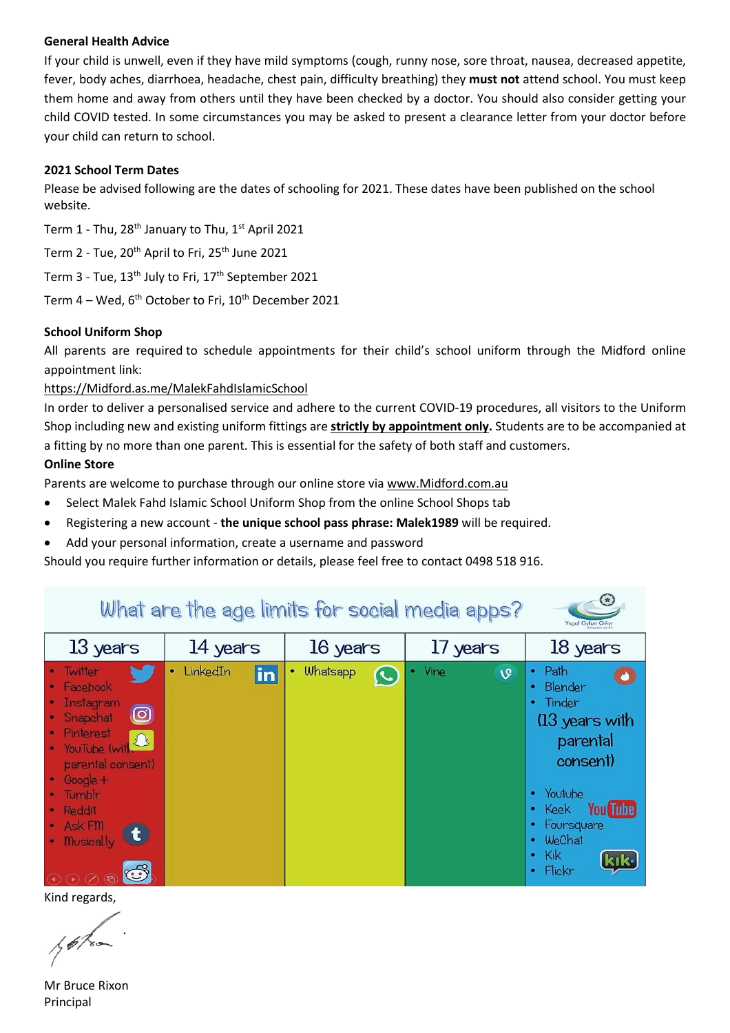**General Health Advice**

If your child is unwell, even if they have mild symptoms (cough, runny nose, sore throat, nausea, decreased appetite, fever, body aches, diarrhoea, headache, chest pain, difficulty breathing) they **must not** attend school. You must keep them home and away from others until they have been checked by a doctor. You should also consider getting your child COVID tested. In some circumstances you may be asked to present a clearance letter from your doctor before your child can return to school.

**2021 School Term Dates**

Please be advised following are the dates of schooling for 2021. These dates have been published on the school website.

Term 1 - Thu, 28th January to Thu, 1st April 2021

Term 2 - Tue, 20th April to Fri, 25th June 2021

Term 3 - Tue, 13th July to Fri, 17th September 2021

Term 4 – Wed, 6th October to Fri, 10th December 2021

**School Uniform Shop**

All parents are required to schedule appointments for their child's school uniform through the Midford online appointment link:

https://Midford.as.me/MalekFahdIslamicSchool

In order to deliver a personalised service and adhere to the current COVID-19 procedures, all visitors to the Uniform Shop including new and existing uniform fittings are **strictly by appointment only.** Students are to be accompanied at a fitting by no more than one parent. This is essential for the safety of both staff and customers.

**Online Store**

Parents are welcome to purchase through our online store via www.Midford.com.au

- Select Malek Fahd Islamic School Uniform Shop from the online School Shops tab
- Registering a new account - **the unique school pass phrase: Malek1989** will be required.
- Add your personal information, create a username and password

Should you require further information or details, please feel free to contact 0498 518 916.

What are the age limits for social media apps?

13 years
- Twitter
- Facebook
- Instagram
- Snapchat
- Pinterest
- YouTube (with parental consent)
- Google+
- Tumblr
- Reddit
- Ask FM
- Musical.ly

14 years
- LinkedIn

16 years
- Whatsapp

17 years
- Vine

18 years
- Path
- Blender
- Tinder

(13 years with parental consent)
- Youtube
- Keek
- Foursquare
- WeChat
- Kik
- Flickr

Kind regards,

Mr Bruce Rixon
Principal